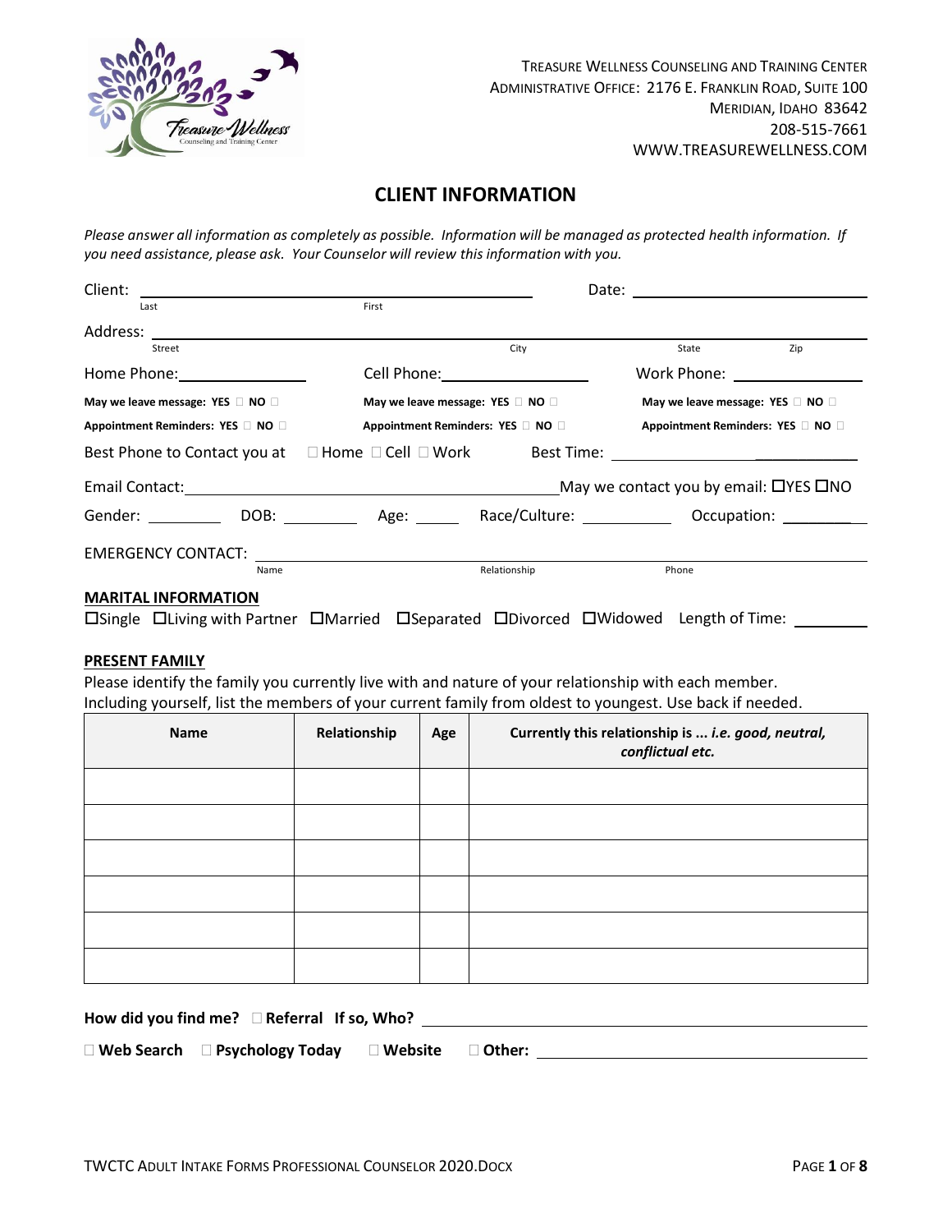Treasure Wellness Counseling and Training Center
Administrative Office: 2176 E. Franklin Road, Suite 100
Meridian, Idaho 83642
208-515-7661
WWW.TREASUREWELLNESS.COM

# CLIENT INFORMATION

*Please answer all information as completely as possible. Information will be managed as protected health information. If you need assistance, please ask. Your Counselor will review this information with you.*

Client: ______________________________ Date: ______________________
Last First

Address: ____________________________________________________________
Street City State Zip

Home Phone: ______________ Cell Phone: ______________ Work Phone: ______________

**May we leave message: YES ☐ NO ☐** **May we leave message: YES ☐ NO ☐** **May we leave message: YES ☐ NO ☐**

**Appointment Reminders: YES ☐ NO ☐** **Appointment Reminders: YES ☐ NO ☐** **Appointment Reminders: YES ☐ NO ☐**

Best Phone to Contact you at ☐ Home ☐ Cell ☐ Work Best Time: ______________________

Email Contact: ______________________________ May we contact you by email: ☐YES ☐NO

Gender: __________ DOB: __________ Age: ______ Race/Culture: __________ Occupation: __________

EMERGENCY CONTACT: ____________________________________________
Name Relationship Phone

## MARITAL INFORMATION

☐Single ☐Living with Partner ☐Married ☐Separated ☐Divorced ☐Widowed Length of Time: __________

## PRESENT FAMILY

Please identify the family you currently live with and nature of your relationship with each member.
Including yourself, list the members of your current family from oldest to youngest. Use back if needed.

| Name | Relationship | Age | Currently this relationship is ... *i.e. good, neutral, conflictual etc.* |
|---|---|---|---|
| | | | |
| | | | |
| | | | |
| | | | |
| | | | |
| | | | |

**How did you find me?** ☐ **Referral If so, Who?** ______________________________

☐ **Web Search** ☐ **Psychology Today** ☐ **Website** ☐ **Other:** ______________________________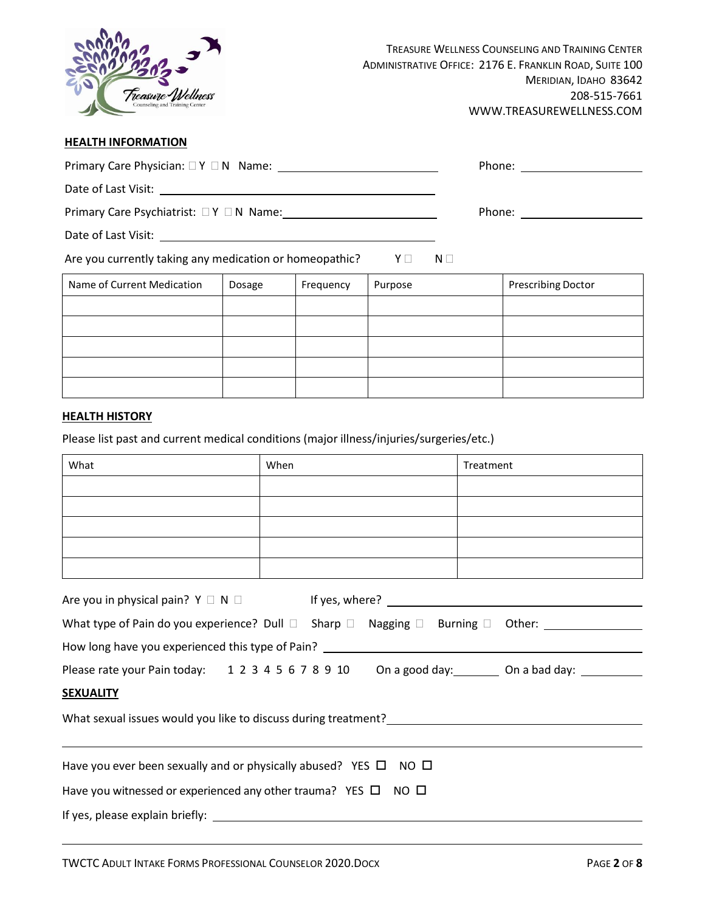TREASURE WELLNESS COUNSELING AND TRAINING CENTER
ADMINISTRATIVE OFFICE: 2176 E. FRANKLIN ROAD, SUITE 100
MERIDIAN, IDAHO 83642
208-515-7661
WWW.TREASUREWELLNESS.COM

## HEALTH INFORMATION

Primary Care Physician: ☐ Y ☐ N Name: ______________________ Phone: ________________

Date of Last Visit: ______________________________________

Primary Care Psychiatrist: ☐ Y ☐ N Name: ______________________ Phone: ________________

Date of Last Visit: ______________________________________

Are you currently taking any medication or homeopathic? Y ☐ N ☐

| Name of Current Medication | Dosage | Frequency | Purpose | Prescribing Doctor |
|---|---|---|---|---|
| | | | | |
| | | | | |
| | | | | |
| | | | | |
| | | | | |

## HEALTH HISTORY

Please list past and current medical conditions (major illness/injuries/surgeries/etc.)

| What | When | Treatment |
|---|---|---|
| | | |
| | | |
| | | |
| | | |
| | | |

Are you in physical pain? Y ☐ N ☐ If yes, where? ______________________________

What type of Pain do you experience? Dull ☐ Sharp ☐ Nagging ☐ Burning ☐ Other: ____________

How long have you experienced this type of Pain? ______________________________

Please rate your Pain today: 1 2 3 4 5 6 7 8 9 10 On a good day:______ On a bad day: ________

## SEXUALITY

What sexual issues would you like to discuss during treatment?______________________________

______________________________________________________________________

Have you ever been sexually and or physically abused? YES ☐ NO ☐

Have you witnessed or experienced any other trauma? YES ☐ NO ☐

If yes, please explain briefly: ______________________________________________

______________________________________________________________________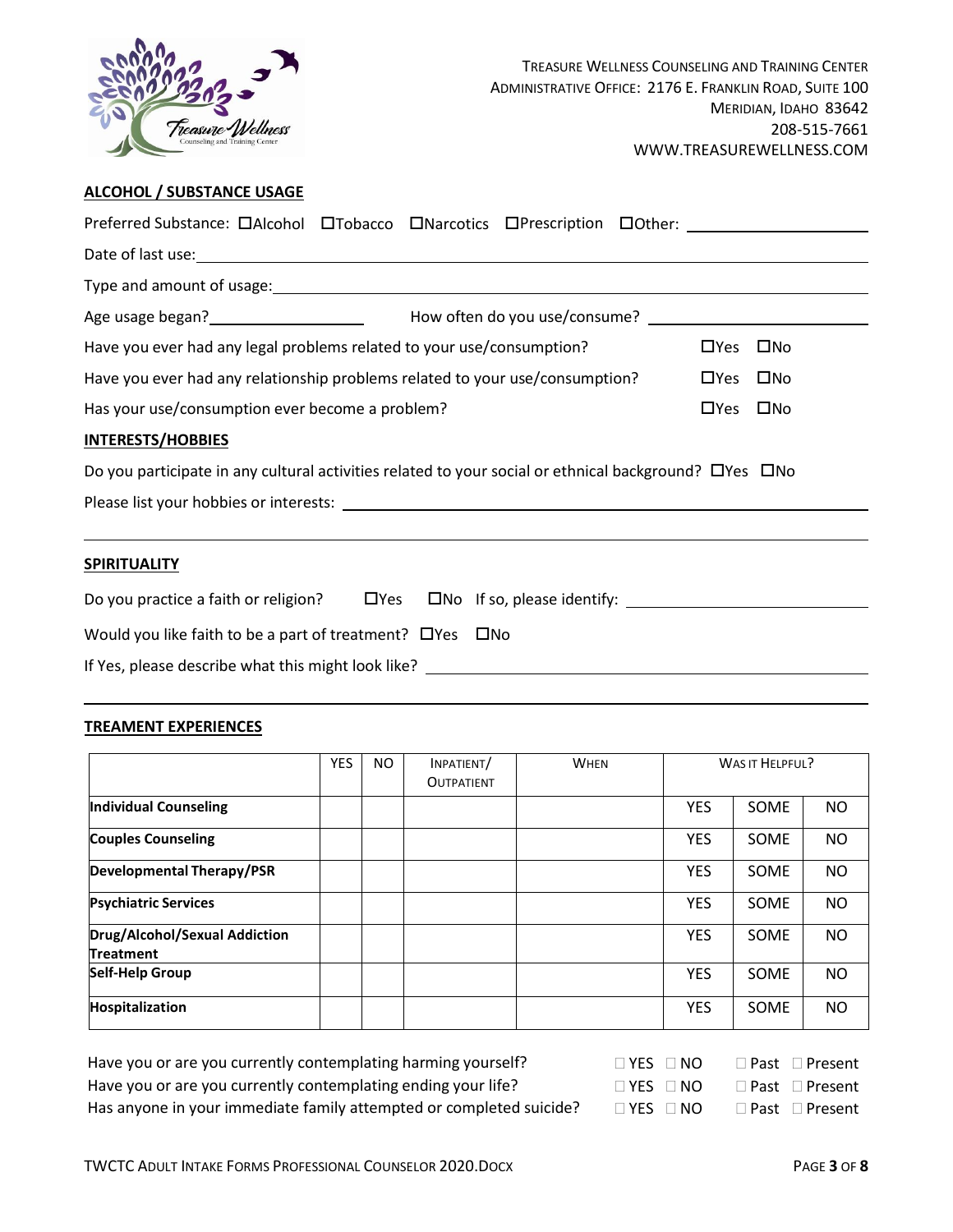TREASURE WELLNESS COUNSELING AND TRAINING CENTER
ADMINISTRATIVE OFFICE: 2176 E. FRANKLIN ROAD, SUITE 100
MERIDIAN, IDAHO 83642
208-515-7661
WWW.TREASUREWELLNESS.COM

## ALCOHOL / SUBSTANCE USAGE

Preferred Substance: ☐Alcohol ☐Tobacco ☐Narcotics ☐Prescription ☐Other: ____________________

Date of last use: ____________________

Type and amount of usage: ____________________

Age usage began? ____________________ How often do you use/consume? ____________________

Have you ever had any legal problems related to your use/consumption? ☐Yes ☐No

Have you ever had any relationship problems related to your use/consumption? ☐Yes ☐No

Has your use/consumption ever become a problem? ☐Yes ☐No

## INTERESTS/HOBBIES

Do you participate in any cultural activities related to your social or ethnical background? ☐Yes ☐No

Please list your hobbies or interests: ____________________

____________________

## SPIRITUALITY

Do you practice a faith or religion? ☐Yes ☐No If so, please identify: ____________________

Would you like faith to be a part of treatment? ☐Yes ☐No

If Yes, please describe what this might look like? ____________________

____________________

## TREAMENT EXPERIENCES

| | YES | NO | INPATIENT/ OUTPATIENT | WHEN | WAS IT HELPFUL? | | |
|---|---|---|---|---|---|---|---|
| **Individual Counseling** | | | | | YES | SOME | NO |
| **Couples Counseling** | | | | | YES | SOME | NO |
| **Developmental Therapy/PSR** | | | | | YES | SOME | NO |
| **Psychiatric Services** | | | | | YES | SOME | NO |
| **Drug/Alcohol/Sexual Addiction Treatment** | | | | | YES | SOME | NO |
| **Self-Help Group** | | | | | YES | SOME | NO |
| **Hospitalization** | | | | | YES | SOME | NO |

Have you or are you currently contemplating harming yourself? ☐ YES ☐ NO ☐ Past ☐ Present

Have you or are you currently contemplating ending your life? ☐ YES ☐ NO ☐ Past ☐ Present

Has anyone in your immediate family attempted or completed suicide? ☐ YES ☐ NO ☐ Past ☐ Present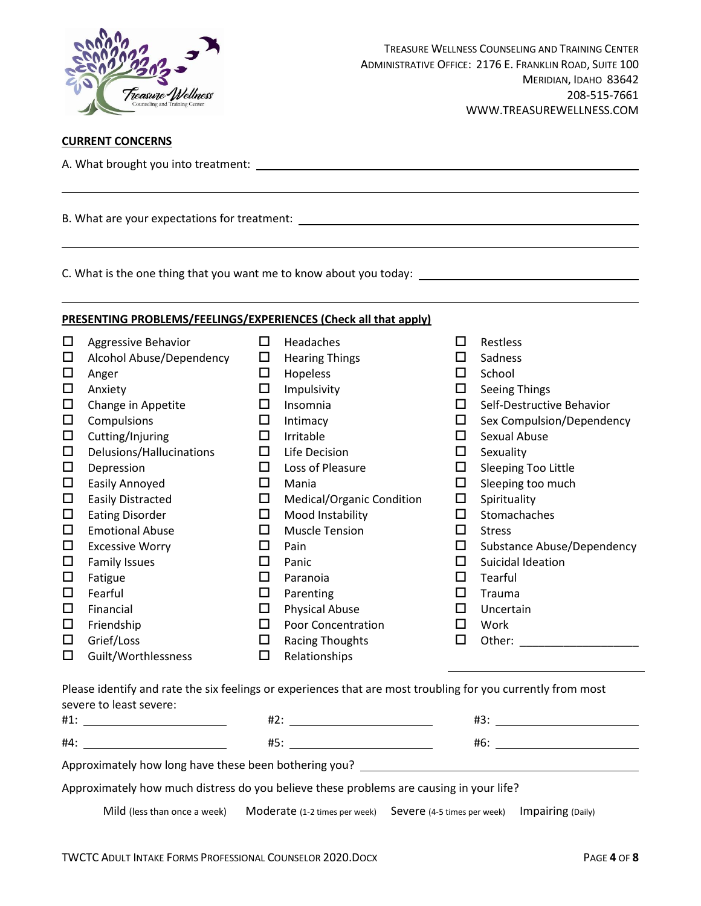TREASURE WELLNESS COUNSELING AND TRAINING CENTER
ADMINISTRATIVE OFFICE: 2176 E. FRANKLIN ROAD, SUITE 100
MERIDIAN, IDAHO 83642
208-515-7661
WWW.TREASUREWELLNESS.COM

## CURRENT CONCERNS

A. What brought you into treatment: ______________________________________________

______________________________________________________________________________

B. What are your expectations for treatment: ______________________________________

______________________________________________________________________________

C. What is the one thing that you want me to know about you today: ___________________

______________________________________________________________________________

## PRESENTING PROBLEMS/FEELINGS/EXPERIENCES (Check all that apply)

- ☐ Aggressive Behavior
- ☐ Alcohol Abuse/Dependency
- ☐ Anger
- ☐ Anxiety
- ☐ Change in Appetite
- ☐ Compulsions
- ☐ Cutting/Injuring
- ☐ Delusions/Hallucinations
- ☐ Depression
- ☐ Easily Annoyed
- ☐ Easily Distracted
- ☐ Eating Disorder
- ☐ Emotional Abuse
- ☐ Excessive Worry
- ☐ Family Issues
- ☐ Fatigue
- ☐ Fearful
- ☐ Financial
- ☐ Friendship
- ☐ Grief/Loss
- ☐ Guilt/Worthlessness
- ☐ Headaches
- ☐ Hearing Things
- ☐ Hopeless
- ☐ Impulsivity
- ☐ Insomnia
- ☐ Intimacy
- ☐ Irritable
- ☐ Life Decision
- ☐ Loss of Pleasure
- ☐ Mania
- ☐ Medical/Organic Condition
- ☐ Mood Instability
- ☐ Muscle Tension
- ☐ Pain
- ☐ Panic
- ☐ Paranoia
- ☐ Parenting
- ☐ Physical Abuse
- ☐ Poor Concentration
- ☐ Racing Thoughts
- ☐ Relationships
- ☐ Restless
- ☐ Sadness
- ☐ School
- ☐ Seeing Things
- ☐ Self-Destructive Behavior
- ☐ Sex Compulsion/Dependency
- ☐ Sexual Abuse
- ☐ Sexuality
- ☐ Sleeping Too Little
- ☐ Sleeping too much
- ☐ Spirituality
- ☐ Stomachaches
- ☐ Stress
- ☐ Substance Abuse/Dependency
- ☐ Suicidal Ideation
- ☐ Tearful
- ☐ Trauma
- ☐ Uncertain
- ☐ Work
- ☐ Other: ____________________

______________________________

Please identify and rate the six feelings or experiences that are most troubling for you currently from most severe to least severe:

#1: ____________________ #2: ____________________ #3: ____________________

#4: ____________________ #5: ____________________ #6: ____________________

Approximately how long have these been bothering you? ____________________________________

Approximately how much distress do you believe these problems are causing in your life?

Mild (less than once a week) Moderate (1-2 times per week) Severe (4-5 times per week) Impairing (Daily)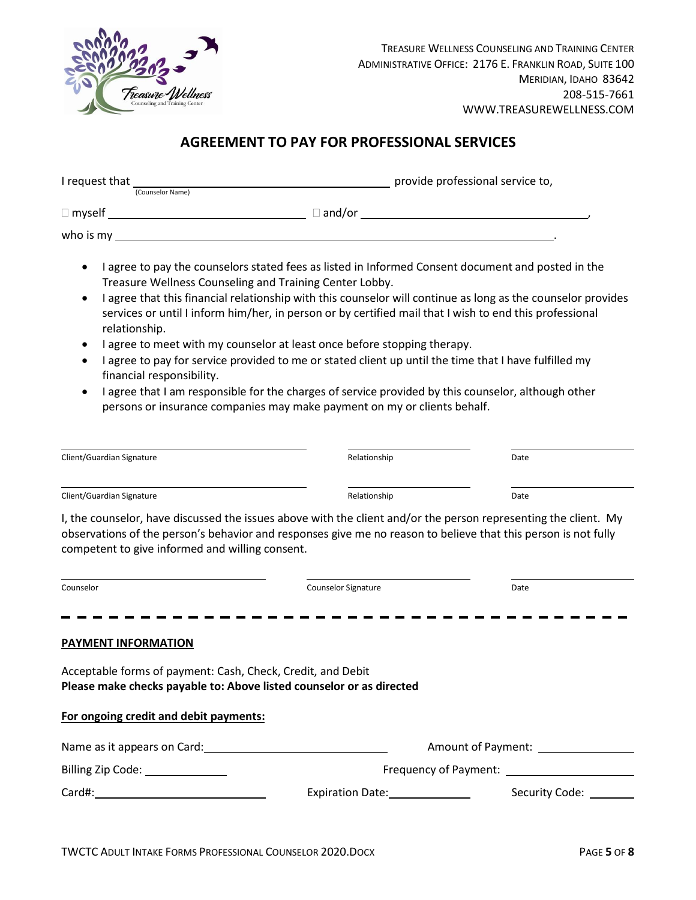TREASURE WELLNESS COUNSELING AND TRAINING CENTER
ADMINISTRATIVE OFFICE: 2176 E. FRANKLIN ROAD, SUITE 100
MERIDIAN, IDAHO 83642
208-515-7661
WWW.TREASUREWELLNESS.COM

# AGREEMENT TO PAY FOR PROFESSIONAL SERVICES

I request that ______________________________ provide professional service to,
(Counselor Name)

☐ myself ______________________ ☐ and/or ______________________________,

who is my ____________________________________________________________.

- I agree to pay the counselors stated fees as listed in Informed Consent document and posted in the Treasure Wellness Counseling and Training Center Lobby.
- I agree that this financial relationship with this counselor will continue as long as the counselor provides services or until I inform him/her, in person or by certified mail that I wish to end this professional relationship.
- I agree to meet with my counselor at least once before stopping therapy.
- I agree to pay for service provided to me or stated client up until the time that I have fulfilled my financial responsibility.
- I agree that I am responsible for the charges of service provided by this counselor, although other persons or insurance companies may make payment on my or clients behalf.

______________________________ ______________ ______________
Client/Guardian Signature Relationship Date

______________________________ ______________ ______________
Client/Guardian Signature Relationship Date

I, the counselor, have discussed the issues above with the client and/or the person representing the client. My observations of the person's behavior and responses give me no reason to believe that this person is not fully competent to give informed and willing consent.

______________________ ______________________ ______________
Counselor Counselor Signature Date

---

**PAYMENT INFORMATION**

Acceptable forms of payment: Cash, Check, Credit, and Debit
**Please make checks payable to: Above listed counselor or as directed**

**For ongoing credit and debit payments:**

Name as it appears on Card: ______________________ Amount of Payment: ______________

Billing Zip Code: ____________ Frequency of Payment: ______________

Card#: ______________________ Expiration Date: ____________ Security Code: ______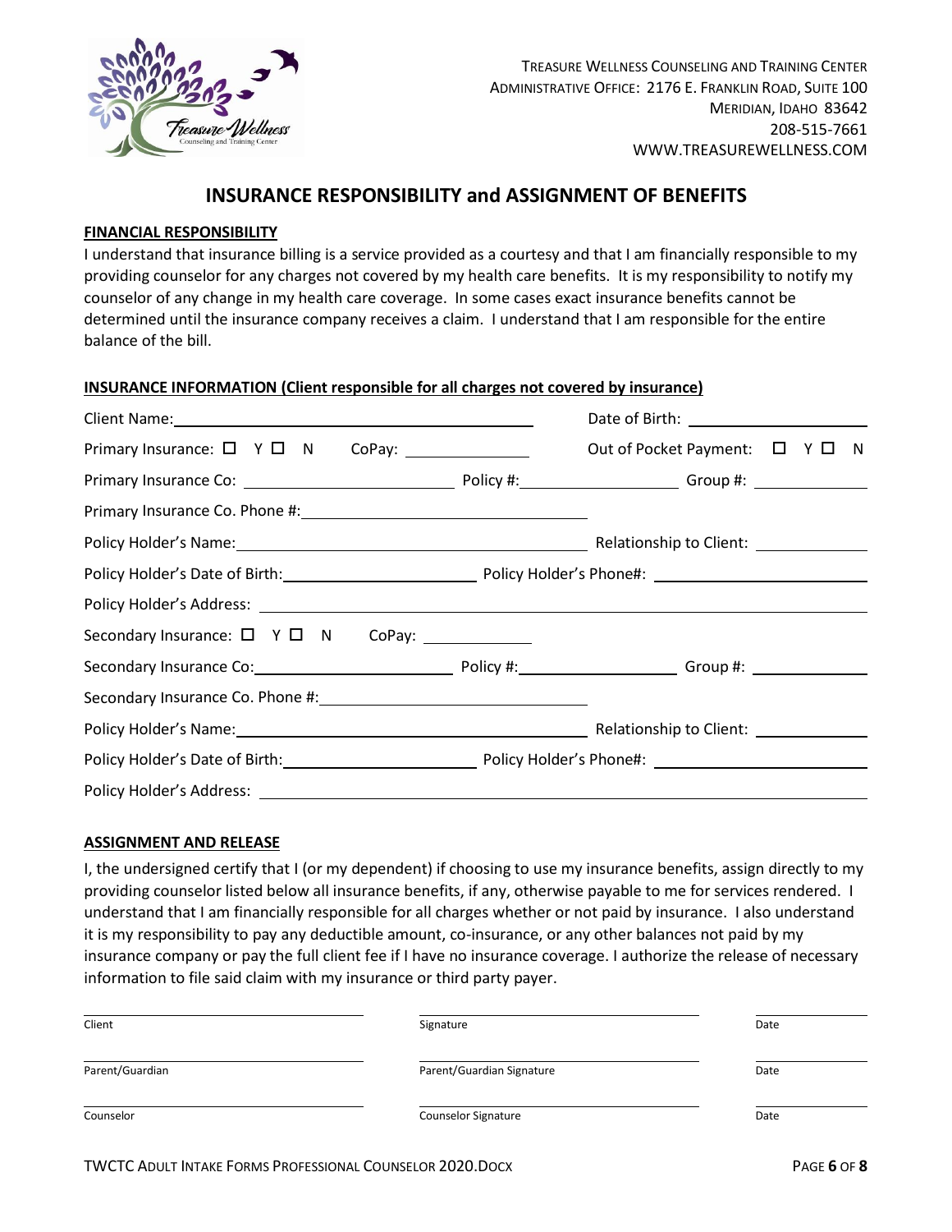TREASURE WELLNESS COUNSELING AND TRAINING CENTER
ADMINISTRATIVE OFFICE: 2176 E. FRANKLIN ROAD, SUITE 100
MERIDIAN, IDAHO 83642
208-515-7661
WWW.TREASUREWELLNESS.COM

# INSURANCE RESPONSIBILITY and ASSIGNMENT OF BENEFITS

**FINANCIAL RESPONSIBILITY**

I understand that insurance billing is a service provided as a courtesy and that I am financially responsible to my providing counselor for any charges not covered by my health care benefits. It is my responsibility to notify my counselor of any change in my health care coverage. In some cases exact insurance benefits cannot be determined until the insurance company receives a claim. I understand that I am responsible for the entire balance of the bill.

**INSURANCE INFORMATION (Client responsible for all charges not covered by insurance)**

Client Name: ______________________________ Date of Birth: ______________________

Primary Insurance: ☐ Y ☐ N CoPay: ______________ Out of Pocket Payment: ☐ Y ☐ N

Primary Insurance Co: ______________________ Policy #: ________________ Group #: ____________

Primary Insurance Co. Phone #: ______________________________

Policy Holder's Name: ______________________________ Relationship to Client: ____________

Policy Holder's Date of Birth: ____________________ Policy Holder's Phone#: ______________________

Policy Holder's Address: ____________________________________________________________

Secondary Insurance: ☐ Y ☐ N CoPay: ____________

Secondary Insurance Co: ______________________ Policy #: ________________ Group #: ____________

Secondary Insurance Co. Phone #: ______________________________

Policy Holder's Name: ______________________________ Relationship to Client: ____________

Policy Holder's Date of Birth: ____________________ Policy Holder's Phone#: ______________________

Policy Holder's Address: ____________________________________________________________

**ASSIGNMENT AND RELEASE**

I, the undersigned certify that I (or my dependent) if choosing to use my insurance benefits, assign directly to my providing counselor listed below all insurance benefits, if any, otherwise payable to me for services rendered. I understand that I am financially responsible for all charges whether or not paid by insurance. I also understand it is my responsibility to pay any deductible amount, co-insurance, or any other balances not paid by my insurance company or pay the full client fee if I have no insurance coverage. I authorize the release of necessary information to file said claim with my insurance or third party payer.

| | | |
|---|---|---|
| Client | Signature | Date |
| Parent/Guardian | Parent/Guardian Signature | Date |
| Counselor | Counselor Signature | Date |

TWCTC ADULT INTAKE FORMS PROFESSIONAL COUNSELOR 2020.DOCX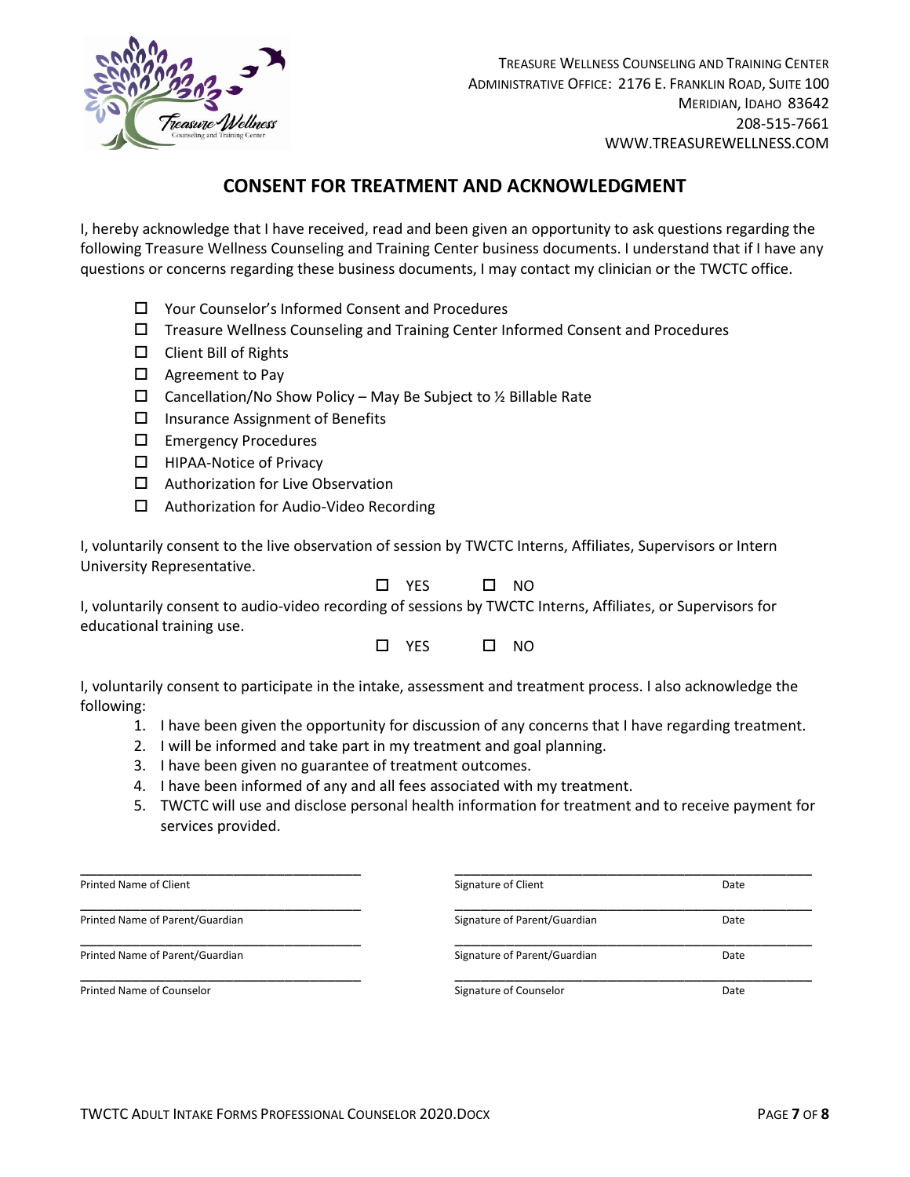TREASURE WELLNESS COUNSELING AND TRAINING CENTER
ADMINISTRATIVE OFFICE: 2176 E. FRANKLIN ROAD, SUITE 100
MERIDIAN, IDAHO 83642
208-515-7661
WWW.TREASUREWELLNESS.COM

## CONSENT FOR TREATMENT AND ACKNOWLEDGMENT

I, hereby acknowledge that I have received, read and been given an opportunity to ask questions regarding the following Treasure Wellness Counseling and Training Center business documents. I understand that if I have any questions or concerns regarding these business documents, I may contact my clinician or the TWCTC office.

- ☐ Your Counselor's Informed Consent and Procedures
- ☐ Treasure Wellness Counseling and Training Center Informed Consent and Procedures
- ☐ Client Bill of Rights
- ☐ Agreement to Pay
- ☐ Cancellation/No Show Policy – May Be Subject to ½ Billable Rate
- ☐ Insurance Assignment of Benefits
- ☐ Emergency Procedures
- ☐ HIPAA-Notice of Privacy
- ☐ Authorization for Live Observation
- ☐ Authorization for Audio-Video Recording

I, voluntarily consent to the live observation of session by TWCTC Interns, Affiliates, Supervisors or Intern University Representative.

☐ YES ☐ NO

I, voluntarily consent to audio-video recording of sessions by TWCTC Interns, Affiliates, or Supervisors for educational training use.

☐ YES ☐ NO

I, voluntarily consent to participate in the intake, assessment and treatment process. I also acknowledge the following:

1. I have been given the opportunity for discussion of any concerns that I have regarding treatment.
2. I will be informed and take part in my treatment and goal planning.
3. I have been given no guarantee of treatment outcomes.
4. I have been informed of any and all fees associated with my treatment.
5. TWCTC will use and disclose personal health information for treatment and to receive payment for services provided.

| | | |
|---|---|---|
| ______________________ Printed Name of Client | ______________________ Signature of Client | Date |
| ______________________ Printed Name of Parent/Guardian | ______________________ Signature of Parent/Guardian | Date |
| ______________________ Printed Name of Parent/Guardian | ______________________ Signature of Parent/Guardian | Date |
| ______________________ Printed Name of Counselor | ______________________ Signature of Counselor | Date |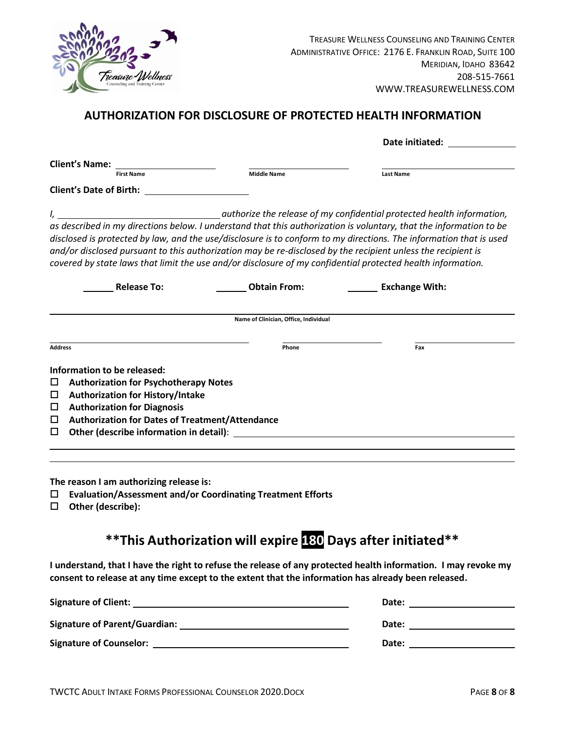TREASURE WELLNESS COUNSELING AND TRAINING CENTER
ADMINISTRATIVE OFFICE: 2176 E. FRANKLIN ROAD, SUITE 100
MERIDIAN, IDAHO 83642
208-515-7661
WWW.TREASUREWELLNESS.COM

## AUTHORIZATION FOR DISCLOSURE OF PROTECTED HEALTH INFORMATION

**Date initiated:** ______________

**Client's Name:** ______________________ ______________________ ______________________
First Name / Middle Name / Last Name

**Client's Date of Birth:** ______________________

*I, ________________________________ authorize the release of my confidential protected health information, as described in my directions below. I understand that this authorization is voluntary, that the information to be disclosed is protected by law, and the use/disclosure is to conform to my directions. The information that is used and/or disclosed pursuant to this authorization may be re-disclosed by the recipient unless the recipient is covered by state laws that limit the use and/or disclosure of my confidential protected health information.*

______ **Release To:** ______ **Obtain From:** ______ **Exchange With:**

________________________________________________
Name of Clinician, Office, Individual

______________________________ ______________________ ______________________
Address / Phone / Fax

**Information to be released:**

- ☐ **Authorization for Psychotherapy Notes**
- ☐ **Authorization for History/Intake**
- ☐ **Authorization for Diagnosis**
- ☐ **Authorization for Dates of Treatment/Attendance**
- ☐ **Other (describe information in detail)**: ________________________________________________

________________________________________________

________________________________________________

**The reason I am authorizing release is:**

- ☐ **Evaluation/Assessment and/or Coordinating Treatment Efforts**
- ☐ **Other (describe):**

## **This Authorization will expire 180 Days after initiated**

**I understand, that I have the right to refuse the release of any protected health information. I may revoke my consent to release at any time except to the extent that the information has already been released.**

**Signature of Client:** ________________________________ **Date:** ______________

**Signature of Parent/Guardian:** ________________________________ **Date:** ______________

**Signature of Counselor:** ________________________________ **Date:** ______________

TWCTC ADULT INTAKE FORMS PROFESSIONAL COUNSELOR 2020.DOCX